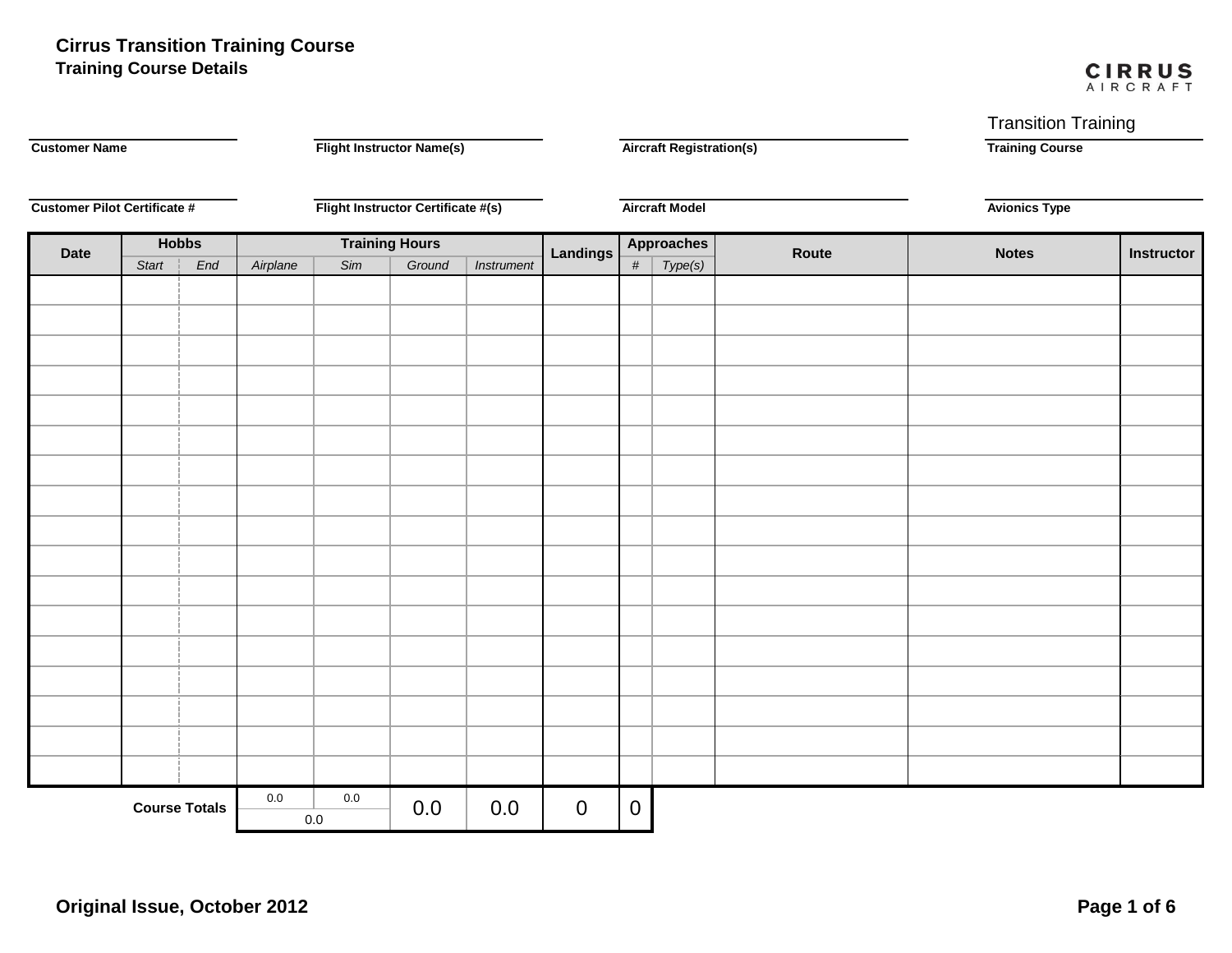# Cirrus Transition Training Course
## Training Course Details

CIRRUS AIRCRAFT

| Customer Name | Flight Instructor Name(s) | Aircraft Registration(s) | Transition Training<br>Training Course |
|---|---|---|---|
| Customer Pilot Certificate # | Flight Instructor Certificate #(s) | Aircraft Model | Avionics Type |

| Date | Hobbs | | Training Hours | | | | Landings | Approaches | | Route | Notes | Instructor |
|---|---|---|---|---|---|---|---|---|---|---|---|---|
| | *Start* | *End* | *Airplane* | *Sim* | *Ground* | *Instrument* | | *#* | *Type(s)* | | | |
| | | | | | | | | | | | | |
| | | | | | | | | | | | | |
| | | | | | | | | | | | | |
| | | | | | | | | | | | | |
| | | | | | | | | | | | | |
| | | | | | | | | | | | | |
| | | | | | | | | | | | | |
| | | | | | | | | | | | | |
| | | | | | | | | | | | | |
| | | | | | | | | | | | | |
| | | | | | | | | | | | | |
| | | | | | | | | | | | | |
| | | | | | | | | | | | | |
| | | | | | | | | | | | | |
| | | | | | | | | | | | | |
| | | | | | | | | | | | | |
| | | | | | | | | | | | | |
| **Course Totals** | | | 0.0 | 0.0 | 0.0 | 0.0 | 0 | 0 | | | | |
| | | | 0.0 | | | | | | | | | |

**Original Issue, October 2012**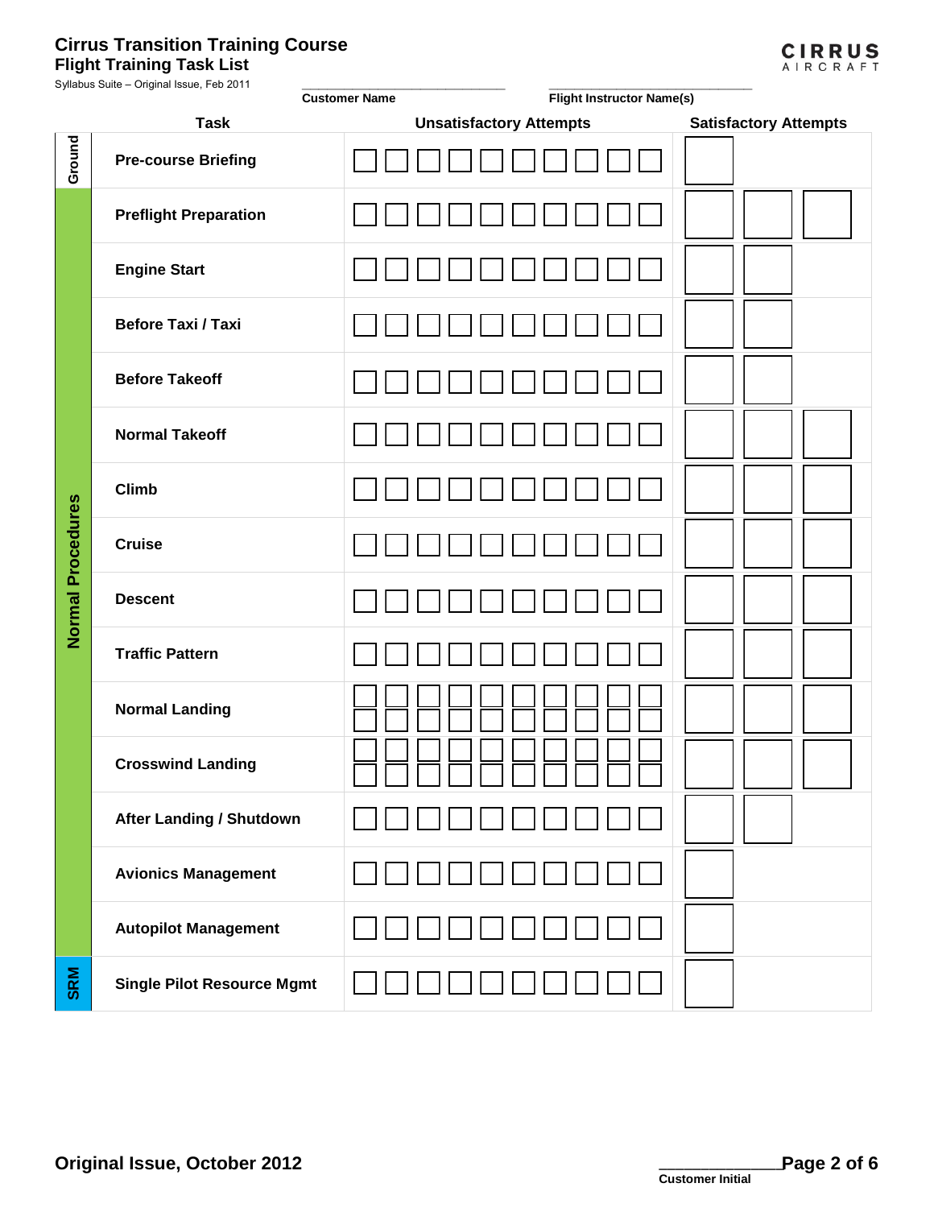# Cirrus Transition Training Course

## Flight Training Task List

Syllabus Suite – Original Issue, Feb 2011

______________________________ Customer Name

______________________________ Flight Instructor Name(s)

| | Task | Unsatisfactory Attempts | Satisfactory Attempts |
|---|---|---|---|
| Ground | **Pre-course Briefing** | ☐ ☐ ☐ ☐ ☐ ☐ ☐ ☐ ☐ ☐ | ☐ |
| Normal Procedures | **Preflight Preparation** | ☐ ☐ ☐ ☐ ☐ ☐ ☐ ☐ ☐ ☐ | ☐ ☐ ☐ |
| | **Engine Start** | ☐ ☐ ☐ ☐ ☐ ☐ ☐ ☐ ☐ ☐ | ☐ ☐ |
| | **Before Taxi / Taxi** | ☐ ☐ ☐ ☐ ☐ ☐ ☐ ☐ ☐ ☐ | ☐ ☐ |
| | **Before Takeoff** | ☐ ☐ ☐ ☐ ☐ ☐ ☐ ☐ ☐ ☐ | ☐ ☐ |
| | **Normal Takeoff** | ☐ ☐ ☐ ☐ ☐ ☐ ☐ ☐ ☐ ☐ | ☐ ☐ ☐ |
| | **Climb** | ☐ ☐ ☐ ☐ ☐ ☐ ☐ ☐ ☐ ☐ | ☐ ☐ ☐ |
| | **Cruise** | ☐ ☐ ☐ ☐ ☐ ☐ ☐ ☐ ☐ ☐ | ☐ ☐ ☐ |
| | **Descent** | ☐ ☐ ☐ ☐ ☐ ☐ ☐ ☐ ☐ ☐ | ☐ ☐ ☐ |
| | **Traffic Pattern** | ☐ ☐ ☐ ☐ ☐ ☐ ☐ ☐ ☐ ☐ | ☐ ☐ ☐ |
| | **Normal Landing** | ☐ ☐ ☐ ☐ ☐ ☐ ☐ ☐ ☐ ☐ ☐ ☐ ☐ ☐ ☐ ☐ ☐ ☐ ☐ ☐ | ☐ ☐ ☐ |
| | **Crosswind Landing** | ☐ ☐ ☐ ☐ ☐ ☐ ☐ ☐ ☐ ☐ ☐ ☐ ☐ ☐ ☐ ☐ ☐ ☐ ☐ ☐ | ☐ ☐ ☐ |
| | **After Landing / Shutdown** | ☐ ☐ ☐ ☐ ☐ ☐ ☐ ☐ ☐ ☐ | ☐ ☐ |
| | **Avionics Management** | ☐ ☐ ☐ ☐ ☐ ☐ ☐ ☐ ☐ ☐ | ☐ |
| | **Autopilot Management** | ☐ ☐ ☐ ☐ ☐ ☐ ☐ ☐ ☐ ☐ | ☐ |
| SRM | **Single Pilot Resource Mgmt** | ☐ ☐ ☐ ☐ ☐ ☐ ☐ ☐ ☐ ☐ | ☐ |

**Original Issue, October 2012**

______________ Customer Initial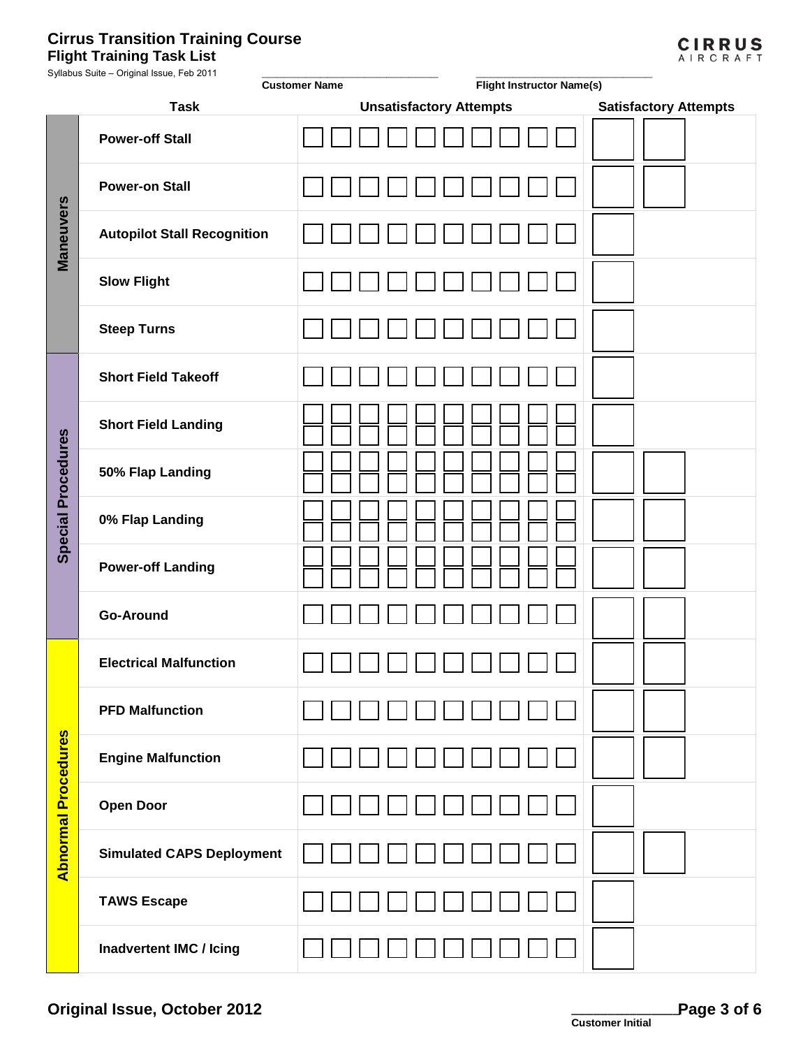# Cirrus Transition Training Course

## Flight Training Task List

Syllabus Suite – Original Issue, Feb 2011

CIRRUS AIRCRAFT

_______________________________ Customer Name

_______________________________ Flight Instructor Name(s)

| | Task | Unsatisfactory Attempts | Satisfactory Attempts |
|---|---|---|---|
| Maneuvers | Power-off Stall | ☐ ☐ ☐ ☐ ☐ ☐ ☐ ☐ ☐ ☐ | ☐ ☐ |
| | Power-on Stall | ☐ ☐ ☐ ☐ ☐ ☐ ☐ ☐ ☐ ☐ | ☐ ☐ |
| | Autopilot Stall Recognition | ☐ ☐ ☐ ☐ ☐ ☐ ☐ ☐ ☐ ☐ | ☐ |
| | Slow Flight | ☐ ☐ ☐ ☐ ☐ ☐ ☐ ☐ ☐ ☐ | ☐ |
| | Steep Turns | ☐ ☐ ☐ ☐ ☐ ☐ ☐ ☐ ☐ ☐ | ☐ |
| Special Procedures | Short Field Takeoff | ☐ ☐ ☐ ☐ ☐ ☐ ☐ ☐ ☐ ☐ | ☐ |
| | Short Field Landing | ☐ ☐ ☐ ☐ ☐ ☐ ☐ ☐ ☐ ☐ / ☐ ☐ ☐ ☐ ☐ ☐ ☐ ☐ ☐ ☐ | ☐ |
| | 50% Flap Landing | ☐ ☐ ☐ ☐ ☐ ☐ ☐ ☐ ☐ ☐ / ☐ ☐ ☐ ☐ ☐ ☐ ☐ ☐ ☐ ☐ | ☐ ☐ |
| | 0% Flap Landing | ☐ ☐ ☐ ☐ ☐ ☐ ☐ ☐ ☐ ☐ / ☐ ☐ ☐ ☐ ☐ ☐ ☐ ☐ ☐ ☐ | ☐ ☐ |
| | Power-off Landing | ☐ ☐ ☐ ☐ ☐ ☐ ☐ ☐ ☐ ☐ / ☐ ☐ ☐ ☐ ☐ ☐ ☐ ☐ ☐ ☐ | ☐ ☐ |
| | Go-Around | ☐ ☐ ☐ ☐ ☐ ☐ ☐ ☐ ☐ ☐ | ☐ ☐ |
| Abnormal Procedures | Electrical Malfunction | ☐ ☐ ☐ ☐ ☐ ☐ ☐ ☐ ☐ ☐ | ☐ ☐ |
| | PFD Malfunction | ☐ ☐ ☐ ☐ ☐ ☐ ☐ ☐ ☐ ☐ | ☐ ☐ |
| | Engine Malfunction | ☐ ☐ ☐ ☐ ☐ ☐ ☐ ☐ ☐ ☐ | ☐ ☐ |
| | Open Door | ☐ ☐ ☐ ☐ ☐ ☐ ☐ ☐ ☐ ☐ | ☐ |
| | Simulated CAPS Deployment | ☐ ☐ ☐ ☐ ☐ ☐ ☐ ☐ ☐ ☐ | ☐ ☐ |
| | TAWS Escape | ☐ ☐ ☐ ☐ ☐ ☐ ☐ ☐ ☐ ☐ | ☐ |
| | Inadvertent IMC / Icing | ☐ ☐ ☐ ☐ ☐ ☐ ☐ ☐ ☐ ☐ | ☐ |

Original Issue, October 2012

_____________ Customer Initial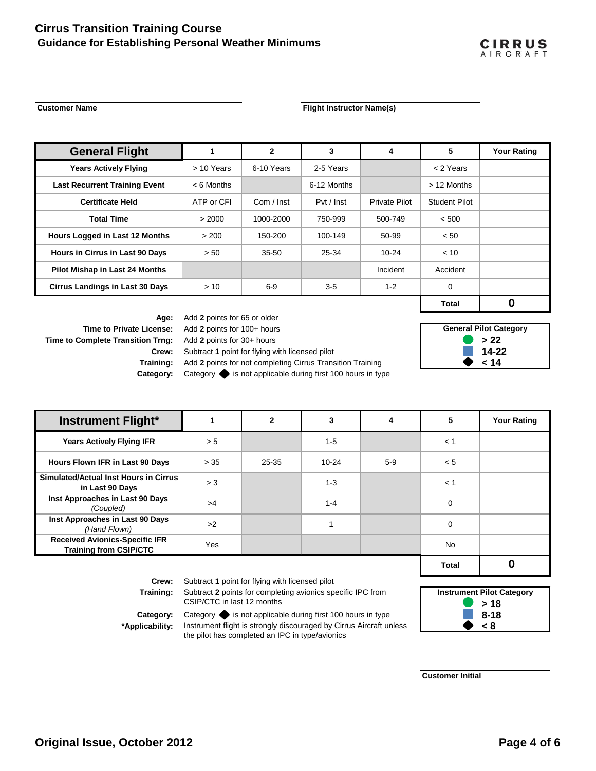# Cirrus Transition Training Course
## Guidance for Establishing Personal Weather Minimums

CIRRUS AIRCRAFT

**Customer Name** ______________________ **Flight Instructor Name(s)** ______________________

| General Flight | 1 | 2 | 3 | 4 | 5 | Your Rating |
|---|---|---|---|---|---|---|
| **Years Actively Flying** | > 10 Years | 6-10 Years | 2-5 Years | | < 2 Years | |
| **Last Recurrent Training Event** | < 6 Months | | 6-12 Months | | > 12 Months | |
| **Certificate Held** | ATP or CFI | Com / Inst | Pvt / Inst | Private Pilot | Student Pilot | |
| **Total Time** | > 2000 | 1000-2000 | 750-999 | 500-749 | < 500 | |
| **Hours Logged in Last 12 Months** | > 200 | 150-200 | 100-149 | 50-99 | < 50 | |
| **Hours in Cirrus in Last 90 Days** | > 50 | 35-50 | 25-34 | 10-24 | < 10 | |
| **Pilot Mishap in Last 24 Months** | | | | Incident | Accident | |
| **Cirrus Landings in Last 30 Days** | > 10 | 6-9 | 3-5 | 1-2 | 0 | |
| | | | | | **Total** | **0** |

**Age:** Add **2** points for 65 or older
**Time to Private License:** Add **2** points for 100+ hours
**Time to Complete Transition Trng:** Add **2** points for 30+ hours
**Crew:** Subtract **1** point for flying with licensed pilot
**Training:** Add **2** points for not completing Cirrus Transition Training
**Category:** Category ◆ is not applicable during first 100 hours in type

| General Pilot Category | |
|---|---|
| ● (green) | **> 22** |
| ■ (blue) | **14-22** |
| ◆ (black) | **< 14** |

| Instrument Flight* | 1 | 2 | 3 | 4 | 5 | Your Rating |
|---|---|---|---|---|---|---|
| **Years Actively Flying IFR** | > 5 | | 1-5 | | < 1 | |
| **Hours Flown IFR in Last 90 Days** | > 35 | 25-35 | 10-24 | 5-9 | < 5 | |
| **Simulated/Actual Inst Hours in Cirrus in Last 90 Days** | > 3 | | 1-3 | | < 1 | |
| **Inst Approaches in Last 90 Days** *(Coupled)* | >4 | | 1-4 | | 0 | |
| **Inst Approaches in Last 90 Days** *(Hand Flown)* | >2 | | 1 | | 0 | |
| **Received Avionics-Specific IFR Training from CSIP/CTC** | Yes | | | | No | |
| | | | | | **Total** | **0** |

**Crew:** Subtract **1** point for flying with licensed pilot
**Training:** Subtract **2** points for completing avionics specific IPC from CSIP/CTC in last 12 months
**Category:** Category ◆ is not applicable during first 100 hours in type
***Applicability:** Instrument flight is strongly discouraged by Cirrus Aircraft unless the pilot has completed an IPC in type/avionics

| Instrument Pilot Category | |
|---|---|
| ● (green) | **> 18** |
| ■ (blue) | **8-18** |
| ◆ (black) | **< 8** |

**Customer Initial** ______________________

**Original Issue, October 2012**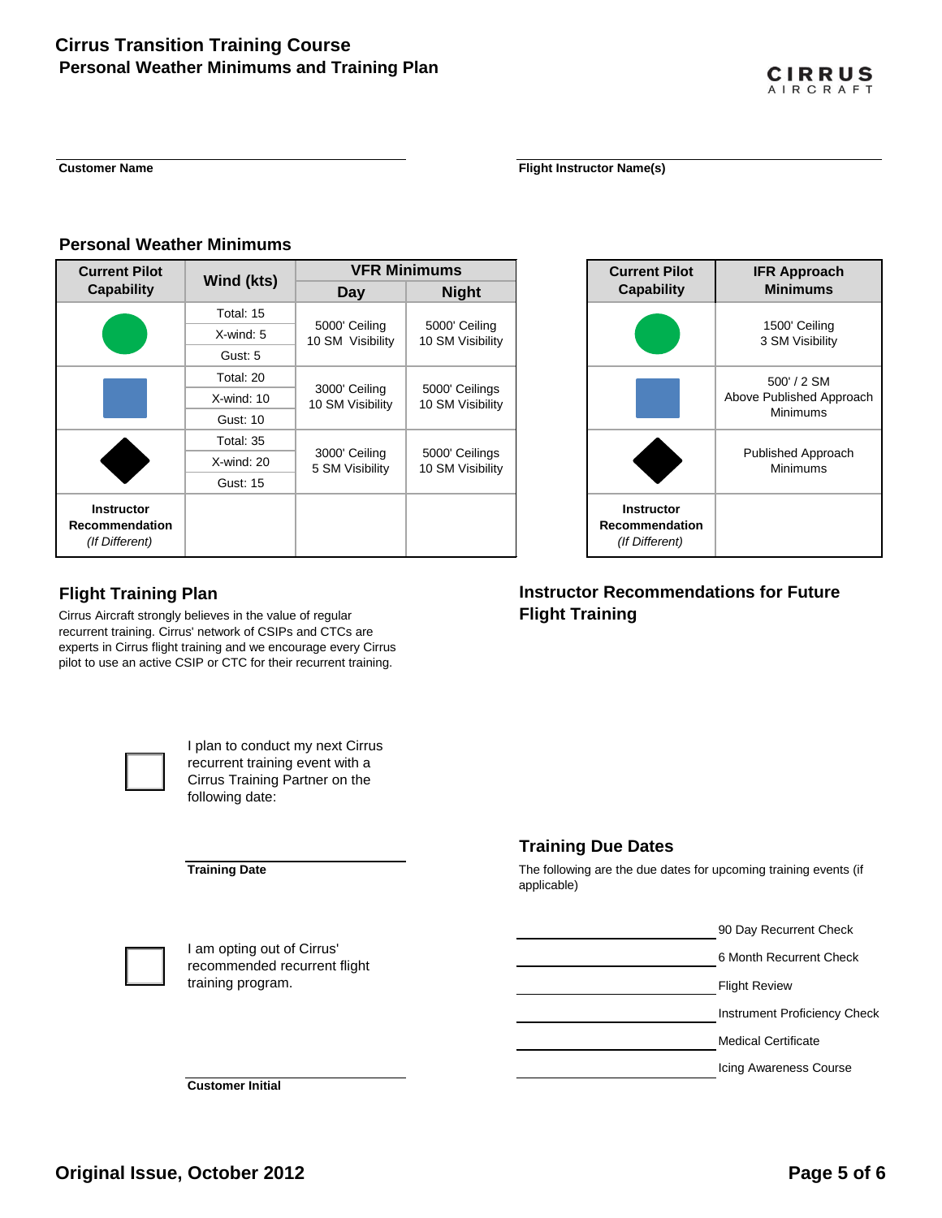# Cirrus Transition Training Course

## Personal Weather Minimums and Training Plan

Customer Name: ______________________

Flight Instructor Name(s): ______________________

## Personal Weather Minimums

| Current Pilot Capability | Wind (kts) | VFR Minimums | |
|---|---|---|---|
| | | Day | Night |
| Green Circle | Total: 15<br>X-wind: 5<br>Gust: 5 | 5000' Ceiling<br>10 SM Visibility | 5000' Ceiling<br>10 SM Visibility |
| Blue Square | Total: 20<br>X-wind: 10<br>Gust: 10 | 3000' Ceiling<br>10 SM Visibility | 5000' Ceilings<br>10 SM Visibility |
| Black Diamond | Total: 35<br>X-wind: 20<br>Gust: 15 | 3000' Ceiling<br>5 SM Visibility | 5000' Ceilings<br>10 SM Visibility |
| **Instructor Recommendation** *(If Different)* | | | |

| Current Pilot Capability | IFR Approach Minimums |
|---|---|
| Green Circle | 1500' Ceiling<br>3 SM Visibility |
| Blue Square | 500' / 2 SM<br>Above Published Approach Minimums |
| Black Diamond | Published Approach Minimums |
| **Instructor Recommendation** *(If Different)* | |

## Flight Training Plan

Cirrus Aircraft strongly believes in the value of regular recurrent training. Cirrus' network of CSIPs and CTCs are experts in Cirrus flight training and we encourage every Cirrus pilot to use an active CSIP or CTC for their recurrent training.

☐ I plan to conduct my next Cirrus recurrent training event with a Cirrus Training Partner on the following date:

Training Date: ______________________

☐ I am opting out of Cirrus' recommended recurrent flight training program.

Customer Initial: ______________________

## Instructor Recommendations for Future Flight Training

## Training Due Dates

The following are the due dates for upcoming training events (if applicable)

- ______________________ 90 Day Recurrent Check
- ______________________ 6 Month Recurrent Check
- ______________________ Flight Review
- ______________________ Instrument Proficiency Check
- ______________________ Medical Certificate
- ______________________ Icing Awareness Course

Original Issue, October 2012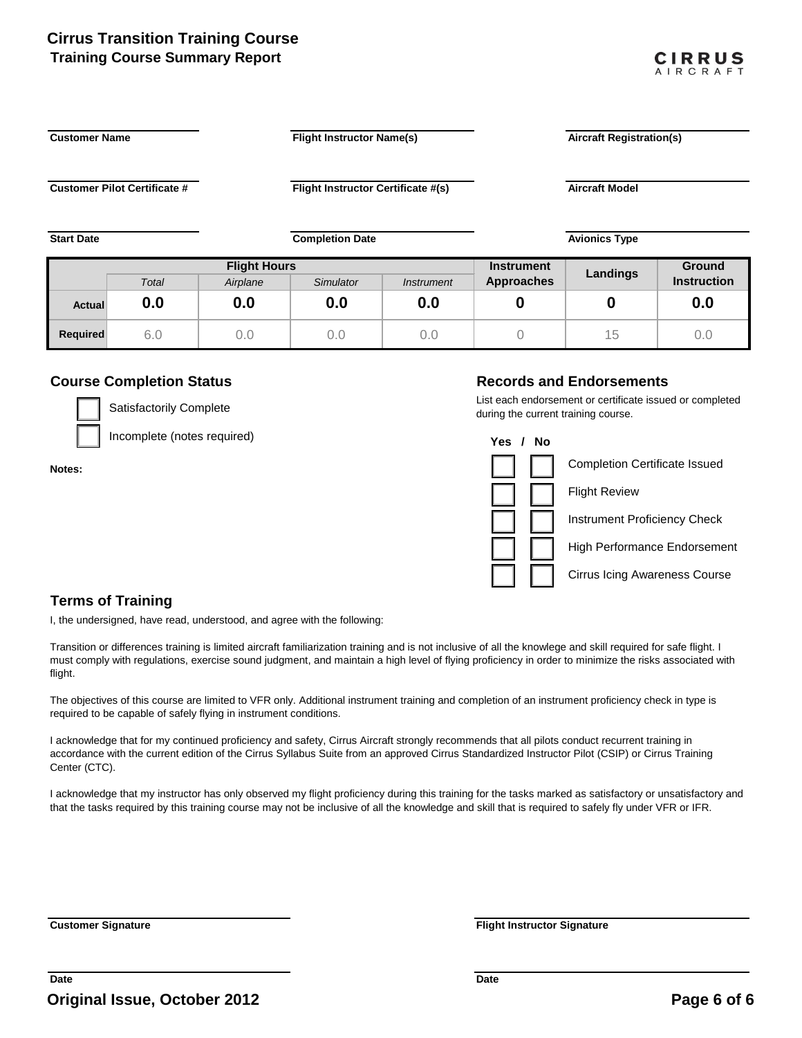# Cirrus Transition Training Course

## Training Course Summary Report

CIRRUS AIRCRAFT

**Customer Name**

**Flight Instructor Name(s)**

**Aircraft Registration(s)**

**Customer Pilot Certificate #**

**Flight Instructor Certificate #(s)**

**Aircraft Model**

**Start Date**

**Completion Date**

**Avionics Type**

| | Flight Hours | | | | Instrument Approaches | Landings | Ground Instruction |
|---|---|---|---|---|---|---|---|
| | *Total* | *Airplane* | *Simulator* | *Instrument* | | | |
| **Actual** | **0.0** | **0.0** | **0.0** | **0.0** | **0** | **0** | **0.0** |
| **Required** | 6.0 | 0.0 | 0.0 | 0.0 | 0 | 15 | 0.0 |

## Course Completion Status

☐ Satisfactorily Complete

☐ Incomplete (notes required)

**Notes:**

## Records and Endorsements

List each endorsement or certificate issued or completed during the current training course.

| Yes | No | |
|---|---|---|
| ☐ | ☐ | Completion Certificate Issued |
| ☐ | ☐ | Flight Review |
| ☐ | ☐ | Instrument Proficiency Check |
| ☐ | ☐ | High Performance Endorsement |
| ☐ | ☐ | Cirrus Icing Awareness Course |

## Terms of Training

I, the undersigned, have read, understood, and agree with the following:

Transition or differences training is limited aircraft familiarization training and is not inclusive of all the knowlege and skill required for safe flight. I must comply with regulations, exercise sound judgment, and maintain a high level of flying proficiency in order to minimize the risks associated with flight.

The objectives of this course are limited to VFR only. Additional instrument training and completion of an instrument proficiency check in type is required to be capable of safely flying in instrument conditions.

I acknowledge that for my continued proficiency and safety, Cirrus Aircraft strongly recommends that all pilots conduct recurrent training in accordance with the current edition of the Cirrus Syllabus Suite from an approved Cirrus Standardized Instructor Pilot (CSIP) or Cirrus Training Center (CTC).

I acknowledge that my instructor has only observed my flight proficiency during this training for the tasks marked as satisfactory or unsatisfactory and that the tasks required by this training course may not be inclusive of all the knowledge and skill that is required to safely fly under VFR or IFR.

**Customer Signature**

**Flight Instructor Signature**

**Date**

**Date**

**Original Issue, October 2012**